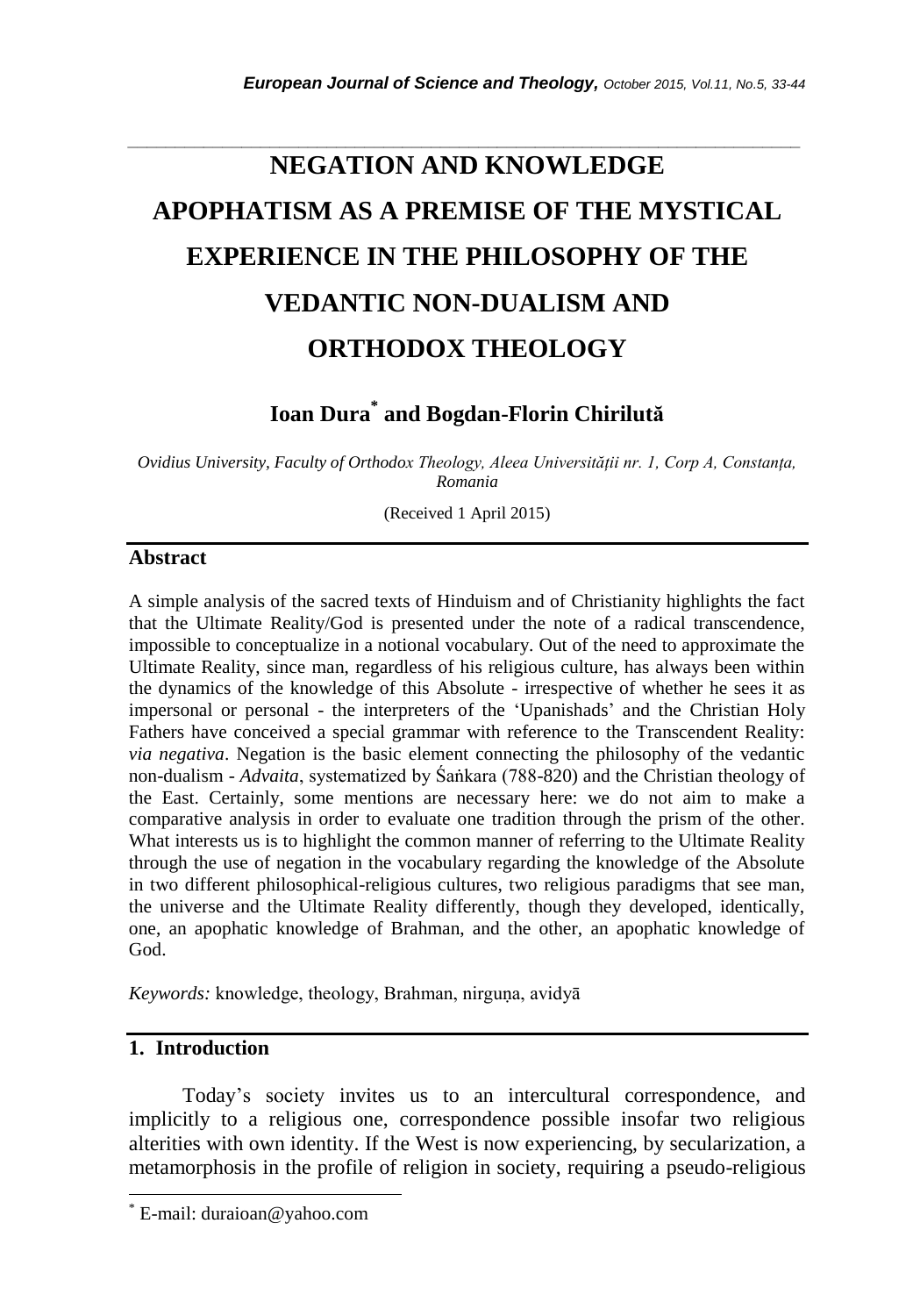# NEGATION AND KNOWLEDGE APOPHATISM AS A PREMISE OF THE MYSTICAL EXPERIENCE IN THE PHILOSOPHY OF THE VEDANTIC NON-DUALISM AND ORTHODOX THEOLOGY

**Ioan Dura[*] and Bogdan-Florin Chiriluţă**

*Ovidius University, Faculty of Orthodox Theology, Aleea Universităţii nr. 1, Corp A, Constanţa, Romania*

(Received 1 April 2015)

## Abstract

A simple analysis of the sacred texts of Hinduism and of Christianity highlights the fact that the Ultimate Reality/God is presented under the note of a radical transcendence, impossible to conceptualize in a notional vocabulary. Out of the need to approximate the Ultimate Reality, since man, regardless of his religious culture, has always been within the dynamics of the knowledge of this Absolute - irrespective of whether he sees it as impersonal or personal - the interpreters of the 'Upanishads' and the Christian Holy Fathers have conceived a special grammar with reference to the Transcendent Reality: *via negativa*. Negation is the basic element connecting the philosophy of the vedantic non-dualism - *Advaita*, systematized by Śaṅkara (788-820) and the Christian theology of the East. Certainly, some mentions are necessary here: we do not aim to make a comparative analysis in order to evaluate one tradition through the prism of the other. What interests us is to highlight the common manner of referring to the Ultimate Reality through the use of negation in the vocabulary regarding the knowledge of the Absolute in two different philosophical-religious cultures, two religious paradigms that see man, the universe and the Ultimate Reality differently, though they developed, identically, one, an apophatic knowledge of Brahman, and the other, an apophatic knowledge of God.

*Keywords:* knowledge, theology, Brahman, nirguṇa, avidyā

## 1. Introduction

Today's society invites us to an intercultural correspondence, and implicitly to a religious one, correspondence possible insofar two religious alterities with own identity. If the West is now experiencing, by secularization, a metamorphosis in the profile of religion in society, requiring a pseudo-religious

---

[*] E-mail: duraioan@yahoo.com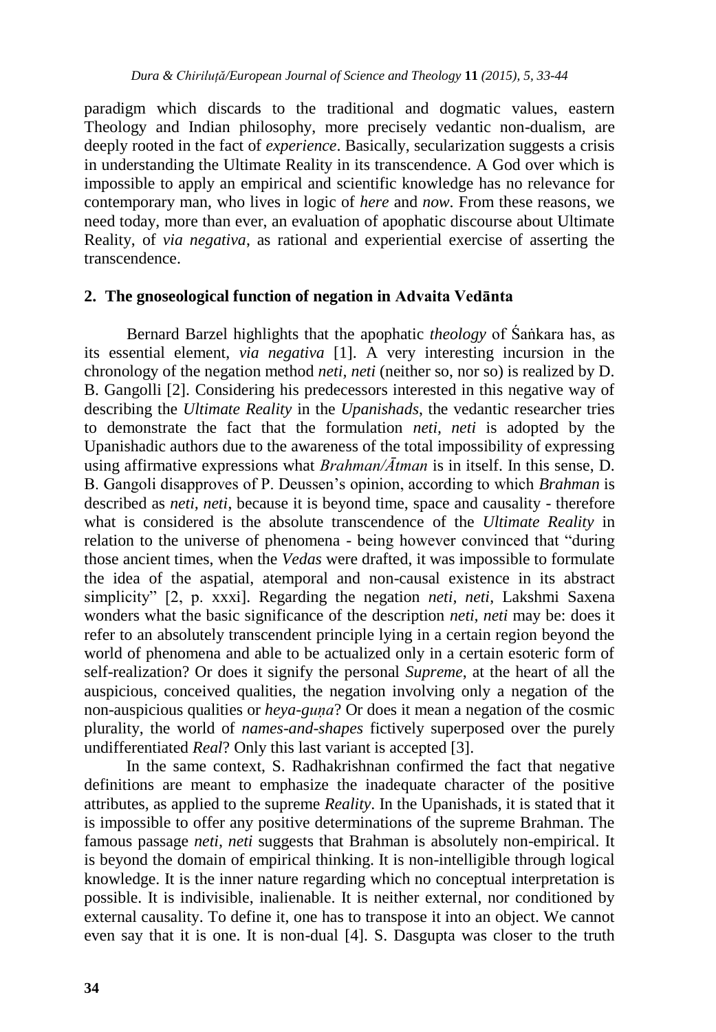paradigm which discards to the traditional and dogmatic values, eastern Theology and Indian philosophy, more precisely vedantic non-dualism, are deeply rooted in the fact of *experience*. Basically, secularization suggests a crisis in understanding the Ultimate Reality in its transcendence. A God over which is impossible to apply an empirical and scientific knowledge has no relevance for contemporary man, who lives in logic of *here* and *now*. From these reasons, we need today, more than ever, an evaluation of apophatic discourse about Ultimate Reality, of *via negativa*, as rational and experiential exercise of asserting the transcendence.

## 2. The gnoseological function of negation in Advaita Vedānta

Bernard Barzel highlights that the apophatic *theology* of Śaṅkara has, as its essential element, *via negativa* [1]. A very interesting incursion in the chronology of the negation method *neti, neti* (neither so, nor so) is realized by D. B. Gangolli [2]. Considering his predecessors interested in this negative way of describing the *Ultimate Reality* in the *Upanishads*, the vedantic researcher tries to demonstrate the fact that the formulation *neti, neti* is adopted by the Upanishadic authors due to the awareness of the total impossibility of expressing using affirmative expressions what *Brahman/Ātman* is in itself. In this sense, D. B. Gangoli disapproves of P. Deussen's opinion, according to which *Brahman* is described as *neti, neti*, because it is beyond time, space and causality - therefore what is considered is the absolute transcendence of the *Ultimate Reality* in relation to the universe of phenomena - being however convinced that "during those ancient times, when the *Vedas* were drafted, it was impossible to formulate the idea of the aspatial, atemporal and non-causal existence in its abstract simplicity" [2, p. xxxi]. Regarding the negation *neti, neti*, Lakshmi Saxena wonders what the basic significance of the description *neti, neti* may be: does it refer to an absolutely transcendent principle lying in a certain region beyond the world of phenomena and able to be actualized only in a certain esoteric form of self-realization? Or does it signify the personal *Supreme*, at the heart of all the auspicious, conceived qualities, the negation involving only a negation of the non-auspicious qualities or *heya-guṇa*? Or does it mean a negation of the cosmic plurality, the world of *names-and-shapes* fictively superposed over the purely undifferentiated *Real*? Only this last variant is accepted [3].

In the same context, S. Radhakrishnan confirmed the fact that negative definitions are meant to emphasize the inadequate character of the positive attributes, as applied to the supreme *Reality*. In the Upanishads, it is stated that it is impossible to offer any positive determinations of the supreme Brahman. The famous passage *neti, neti* suggests that Brahman is absolutely non-empirical. It is beyond the domain of empirical thinking. It is non-intelligible through logical knowledge. It is the inner nature regarding which no conceptual interpretation is possible. It is indivisible, inalienable. It is neither external, nor conditioned by external causality. To define it, one has to transpose it into an object. We cannot even say that it is one. It is non-dual [4]. S. Dasgupta was closer to the truth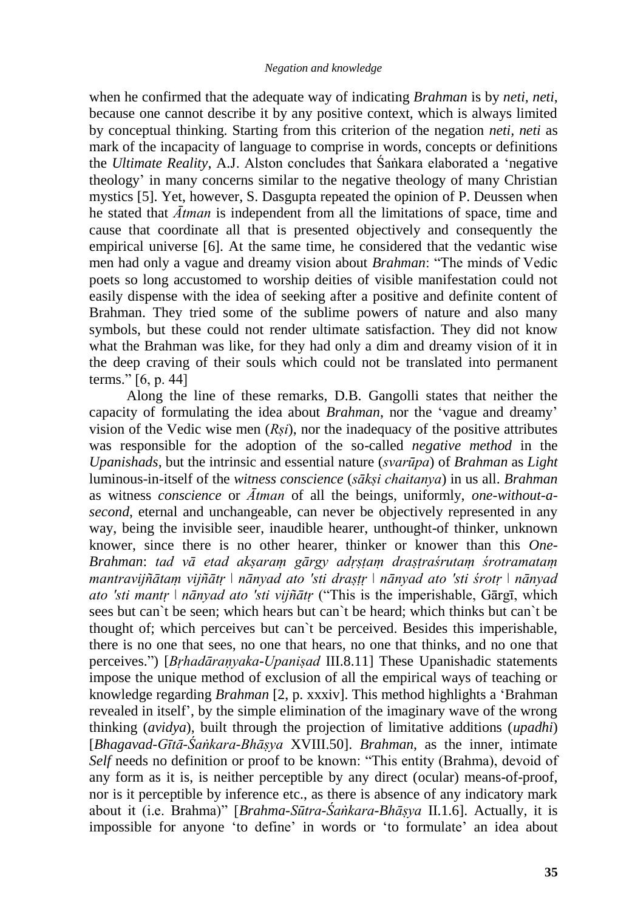when he confirmed that the adequate way of indicating *Brahman* is by *neti, neti*, because one cannot describe it by any positive context, which is always limited by conceptual thinking. Starting from this criterion of the negation *neti, neti* as mark of the incapacity of language to comprise in words, concepts or definitions the *Ultimate Reality*, A.J. Alston concludes that Śaṅkara elaborated a 'negative theology' in many concerns similar to the negative theology of many Christian mystics [5]. Yet, however, S. Dasgupta repeated the opinion of P. Deussen when he stated that *Ātman* is independent from all the limitations of space, time and cause that coordinate all that is presented objectively and consequently the empirical universe [6]. At the same time, he considered that the vedantic wise men had only a vague and dreamy vision about *Brahman*: "The minds of Vedic poets so long accustomed to worship deities of visible manifestation could not easily dispense with the idea of seeking after a positive and definite content of Brahman. They tried some of the sublime powers of nature and also many symbols, but these could not render ultimate satisfaction. They did not know what the Brahman was like, for they had only a dim and dreamy vision of it in the deep craving of their souls which could not be translated into permanent terms." [6, p. 44]

Along the line of these remarks, D.B. Gangolli states that neither the capacity of formulating the idea about *Brahman*, nor the 'vague and dreamy' vision of the Vedic wise men (*Ṛṣi*), nor the inadequacy of the positive attributes was responsible for the adoption of the so-called *negative method* in the *Upanishads*, but the intrinsic and essential nature (*svarūpa*) of *Brahman* as *Light* luminous-in-itself of the *witness conscience* (*sākṣi chaitanya*) in us all. *Brahman* as witness *conscience* or *Ātman* of all the beings, uniformly, *one-without-a-second*, eternal and unchangeable, can never be objectively represented in any way, being the invisible seer, inaudible hearer, unthought-of thinker, unknown knower, since there is no other hearer, thinker or knower than this *One-Brahman*: *tad vā etad akṣaraṃ gārgy adṛṣṭaṃ draṣṭraśrutaṃ śrotramataṃ mantravijñātaṃ vijñātṛ ǀ nānyad ato 'sti draṣṭṛ ǀ nānyad ato 'sti śrotṛ ǀ nānyad ato 'sti mantṛ ǀ nānyad ato 'sti vijñātṛ* ("This is the imperishable, Gārgī, which sees but can`t be seen; which hears but can`t be heard; which thinks but can`t be thought of; which perceives but can`t be perceived. Besides this imperishable, there is no one that sees, no one that hears, no one that thinks, and no one that perceives.") [*Bṛhadāraṇyaka-Upaniṣad* III.8.11] These Upanishadic statements impose the unique method of exclusion of all the empirical ways of teaching or knowledge regarding *Brahman* [2, p. xxxiv]. This method highlights a 'Brahman revealed in itself', by the simple elimination of the imaginary wave of the wrong thinking (*avidya*), built through the projection of limitative additions (*upadhi*) [*Bhagavad-Gītā-Śaṅkara-Bhāṣya* XVIII.50]. *Brahman*, as the inner, intimate *Self* needs no definition or proof to be known: "This entity (Brahma), devoid of any form as it is, is neither perceptible by any direct (ocular) means-of-proof, nor is it perceptible by inference etc., as there is absence of any indicatory mark about it (i.e. Brahma)" [*Brahma-Sūtra-Śaṅkara-Bhāṣya* II.1.6]. Actually, it is impossible for anyone 'to define' in words or 'to formulate' an idea about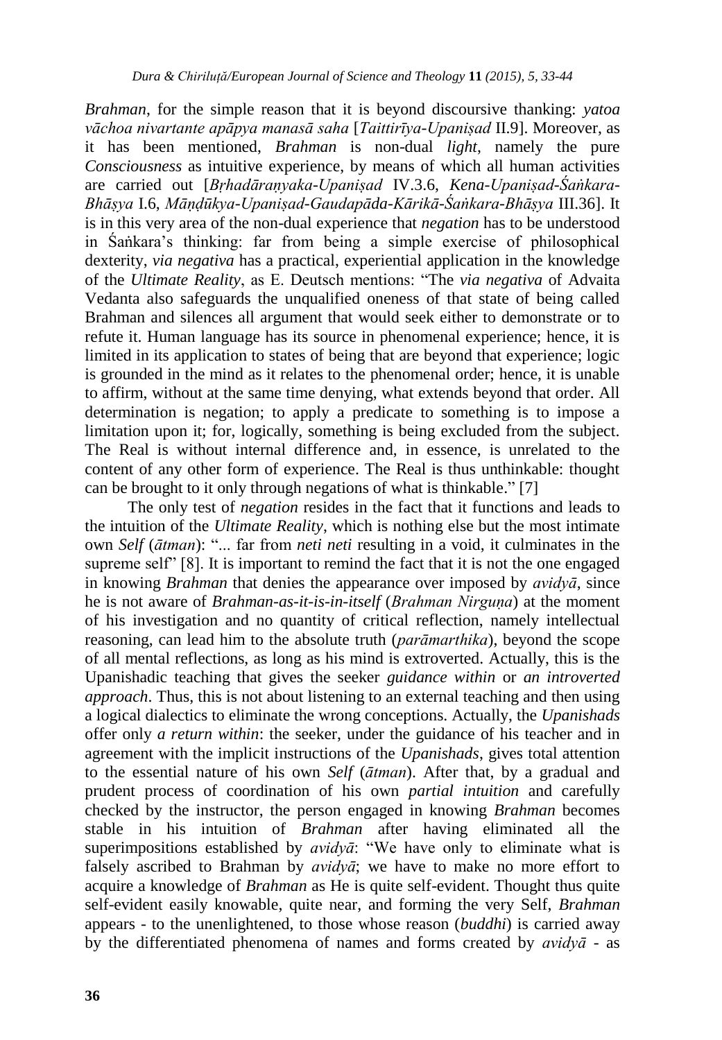*Brahman*, for the simple reason that it is beyond discoursive thanking: *yatoa vāchoa nivartante apāpya manasā saha* [*Taittirīya-Upaniṣad* II.9]. Moreover, as it has been mentioned, *Brahman* is non-dual *light*, namely the pure *Consciousness* as intuitive experience, by means of which all human activities are carried out [*Bṛhadāraṇyaka-Upaniṣad* IV.3.6, *Kena-Upaniṣad-Śaṅkara-Bhāṣya* I.6, *Māṇḍūkya-Upaniṣad-Gaudapāda-Kārikā-Śaṅkara-Bhāṣya* III.36]. It is in this very area of the non-dual experience that *negation* has to be understood in Śaṅkara's thinking: far from being a simple exercise of philosophical dexterity, *via negativa* has a practical, experiential application in the knowledge of the *Ultimate Reality*, as E. Deutsch mentions: "The *via negativa* of Advaita Vedanta also safeguards the unqualified oneness of that state of being called Brahman and silences all argument that would seek either to demonstrate or to refute it. Human language has its source in phenomenal experience; hence, it is limited in its application to states of being that are beyond that experience; logic is grounded in the mind as it relates to the phenomenal order; hence, it is unable to affirm, without at the same time denying, what extends beyond that order. All determination is negation; to apply a predicate to something is to impose a limitation upon it; for, logically, something is being excluded from the subject. The Real is without internal difference and, in essence, is unrelated to the content of any other form of experience. The Real is thus unthinkable: thought can be brought to it only through negations of what is thinkable." [7]

The only test of *negation* resides in the fact that it functions and leads to the intuition of the *Ultimate Reality*, which is nothing else but the most intimate own *Self* (*ātman*): "... far from *neti neti* resulting in a void, it culminates in the supreme self" [8]. It is important to remind the fact that it is not the one engaged in knowing *Brahman* that denies the appearance over imposed by *avidyā*, since he is not aware of *Brahman-as-it-is-in-itself* (*Brahman Nirguṇa*) at the moment of his investigation and no quantity of critical reflection, namely intellectual reasoning, can lead him to the absolute truth (*parāmarthika*), beyond the scope of all mental reflections, as long as his mind is extroverted. Actually, this is the Upanishadic teaching that gives the seeker *guidance within* or *an introverted approach*. Thus, this is not about listening to an external teaching and then using a logical dialectics to eliminate the wrong conceptions. Actually, the *Upanishads* offer only *a return within*: the seeker, under the guidance of his teacher and in agreement with the implicit instructions of the *Upanishads*, gives total attention to the essential nature of his own *Self* (*ātman*). After that, by a gradual and prudent process of coordination of his own *partial intuition* and carefully checked by the instructor, the person engaged in knowing *Brahman* becomes stable in his intuition of *Brahman* after having eliminated all the superimpositions established by *avidyā*: "We have only to eliminate what is falsely ascribed to Brahman by *avidyā*; we have to make no more effort to acquire a knowledge of *Brahman* as He is quite self-evident. Thought thus quite self-evident easily knowable, quite near, and forming the very Self, *Brahman* appears - to the unenlightened, to those whose reason (*buddhi*) is carried away by the differentiated phenomena of names and forms created by *avidyā* - as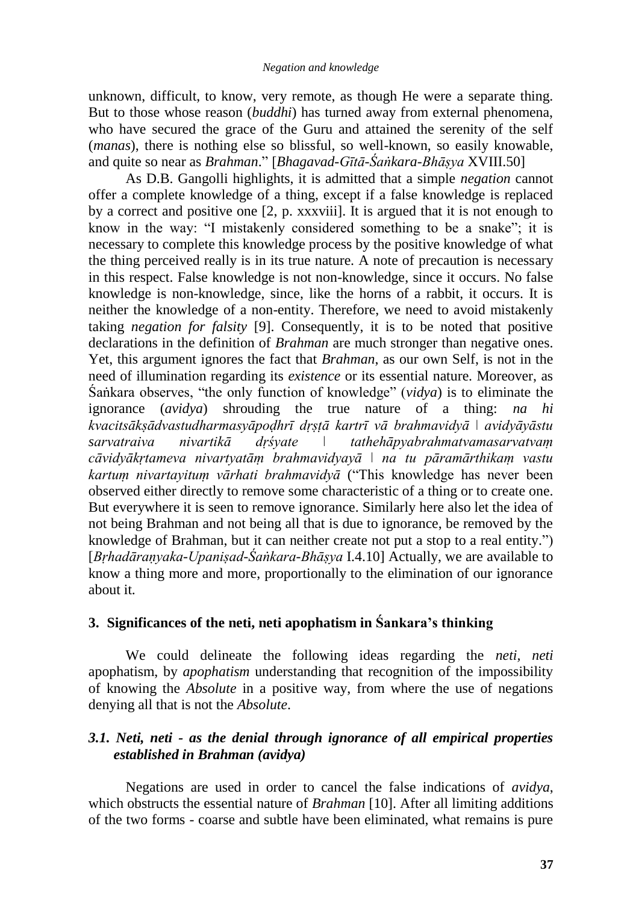unknown, difficult, to know, very remote, as though He were a separate thing. But to those whose reason (*buddhi*) has turned away from external phenomena, who have secured the grace of the Guru and attained the serenity of the self (*manas*), there is nothing else so blissful, so well-known, so easily knowable, and quite so near as *Brahman*." [*Bhagavad-Gītā-Śaṅkara-Bhāṣya* XVIII.50]

As D.B. Gangolli highlights, it is admitted that a simple *negation* cannot offer a complete knowledge of a thing, except if a false knowledge is replaced by a correct and positive one [2, p. xxxviii]. It is argued that it is not enough to know in the way: "I mistakenly considered something to be a snake"; it is necessary to complete this knowledge process by the positive knowledge of what the thing perceived really is in its true nature. A note of precaution is necessary in this respect. False knowledge is not non-knowledge, since it occurs. No false knowledge is non-knowledge, since, like the horns of a rabbit, it occurs. It is neither the knowledge of a non-entity. Therefore, we need to avoid mistakenly taking *negation for falsity* [9]. Consequently, it is to be noted that positive declarations in the definition of *Brahman* are much stronger than negative ones. Yet, this argument ignores the fact that *Brahman*, as our own Self, is not in the need of illumination regarding its *existence* or its essential nature. Moreover, as Śaṅkara observes, "the only function of knowledge" (*vidya*) is to eliminate the ignorance (*avidya*) shrouding the true nature of a thing: *na hi kvacitsākṣādvastudharmasyāpoḍhrī dṛṣṭā kartrī vā brahmavidyā । avidyāyāstu sarvatraiva nivartikā dṛśyate । tathehāpyabrahmatvamasarvatvaṃ cāvidyākṛtameva nivartyatāṃ brahmavidyayā । na tu pāramārthikaṃ vastu kartuṃ nivartayituṃ vārhati brahmavidyā* ("This knowledge has never been observed either directly to remove some characteristic of a thing or to create one. But everywhere it is seen to remove ignorance. Similarly here also let the idea of not being Brahman and not being all that is due to ignorance, be removed by the knowledge of Brahman, but it can neither create not put a stop to a real entity.") [*Bṛhadāraṇyaka-Upaniṣad-Śaṅkara-Bhāṣya* I.4.10] Actually, we are available to know a thing more and more, proportionally to the elimination of our ignorance about it.

## 3. Significances of the neti, neti apophatism in Śankara's thinking

We could delineate the following ideas regarding the *neti, neti* apophatism, by *apophatism* understanding that recognition of the impossibility of knowing the *Absolute* in a positive way, from where the use of negations denying all that is not the *Absolute*.

### *3.1. Neti, neti - as the denial through ignorance of all empirical properties established in Brahman (avidya)*

Negations are used in order to cancel the false indications of *avidya*, which obstructs the essential nature of *Brahman* [10]. After all limiting additions of the two forms - coarse and subtle have been eliminated, what remains is pure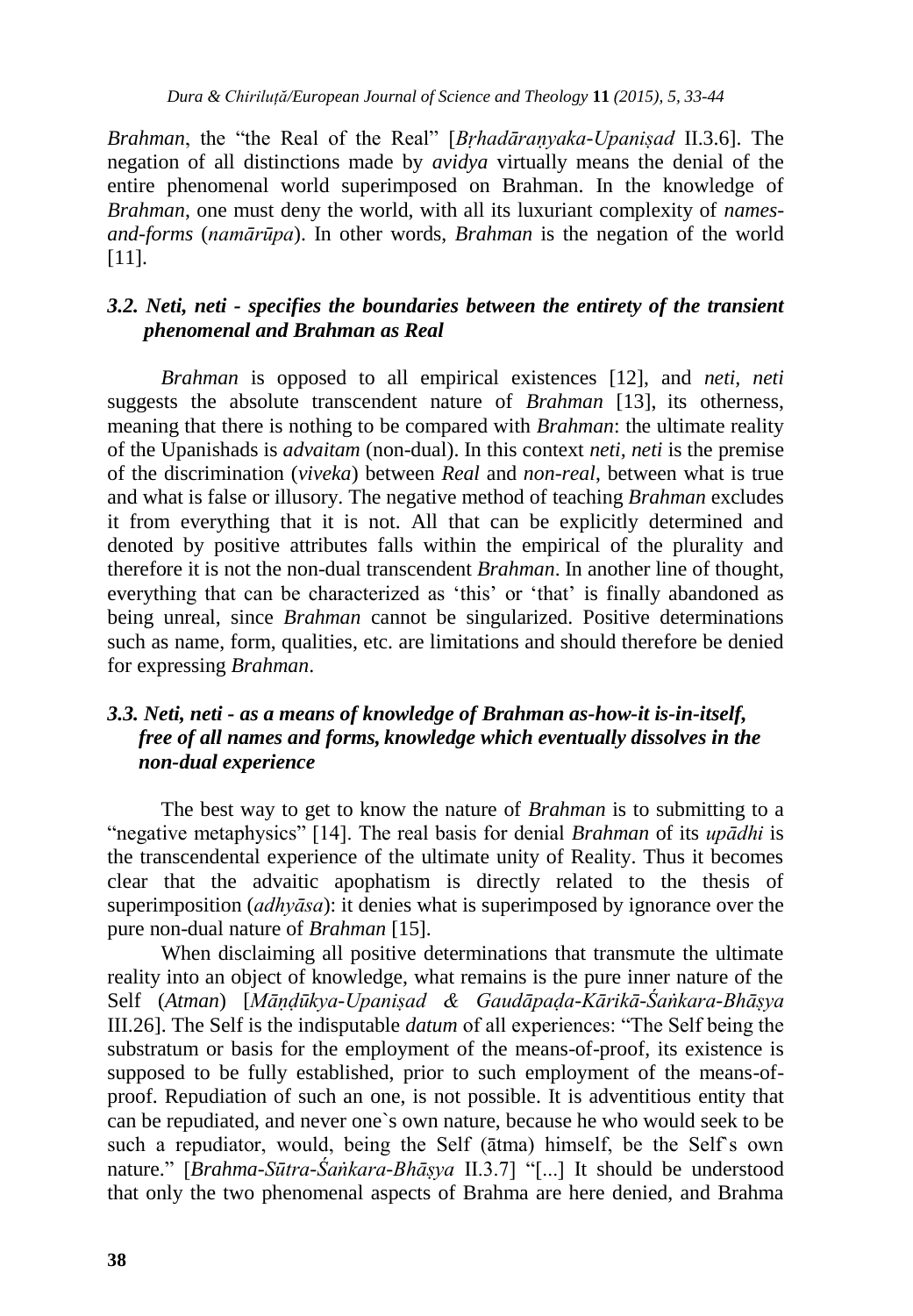*Brahman*, the "the Real of the Real" [*Bṛhadāraṇyaka-Upaniṣad* II.3.6]. The negation of all distinctions made by *avidya* virtually means the denial of the entire phenomenal world superimposed on Brahman. In the knowledge of *Brahman*, one must deny the world, with all its luxuriant complexity of *names-and-forms* (*namārūpa*). In other words, *Brahman* is the negation of the world [11].

### *3.2. Neti, neti - specifies the boundaries between the entirety of the transient phenomenal and Brahman as Real*

*Brahman* is opposed to all empirical existences [12], and *neti*, *neti* suggests the absolute transcendent nature of *Brahman* [13], its otherness, meaning that there is nothing to be compared with *Brahman*: the ultimate reality of the Upanishads is *advaitam* (non-dual). In this context *neti*, *neti* is the premise of the discrimination (*viveka*) between *Real* and *non-real*, between what is true and what is false or illusory. The negative method of teaching *Brahman* excludes it from everything that it is not. All that can be explicitly determined and denoted by positive attributes falls within the empirical of the plurality and therefore it is not the non-dual transcendent *Brahman*. In another line of thought, everything that can be characterized as 'this' or 'that' is finally abandoned as being unreal, since *Brahman* cannot be singularized. Positive determinations such as name, form, qualities, etc. are limitations and should therefore be denied for expressing *Brahman*.

### *3.3. Neti, neti - as a means of knowledge of Brahman as-how-it is-in-itself, free of all names and forms, knowledge which eventually dissolves in the non-dual experience*

The best way to get to know the nature of *Brahman* is to submitting to a "negative metaphysics" [14]. The real basis for denial *Brahman* of its *upādhi* is the transcendental experience of the ultimate unity of Reality. Thus it becomes clear that the advaitic apophatism is directly related to the thesis of superimposition (*adhyāsa*): it denies what is superimposed by ignorance over the pure non-dual nature of *Brahman* [15].

When disclaiming all positive determinations that transmute the ultimate reality into an object of knowledge, what remains is the pure inner nature of the Self (*Atman*) [*Māṇḍūkya-Upaniṣad & Gaudāpaḍa-Kārikā-Śaṅkara-Bhāṣya* III.26]. The Self is the indisputable *datum* of all experiences: "The Self being the substratum or basis for the employment of the means-of-proof, its existence is supposed to be fully established, prior to such employment of the means-of-proof. Repudiation of such an one, is not possible. It is adventitious entity that can be repudiated, and never one`s own nature, because he who would seek to be such a repudiator, would, being the Self (ātma) himself, be the Self`s own nature." [*Brahma-Sūtra-Śaṅkara-Bhāṣya* II.3.7] "[...] It should be understood that only the two phenomenal aspects of Brahma are here denied, and Brahma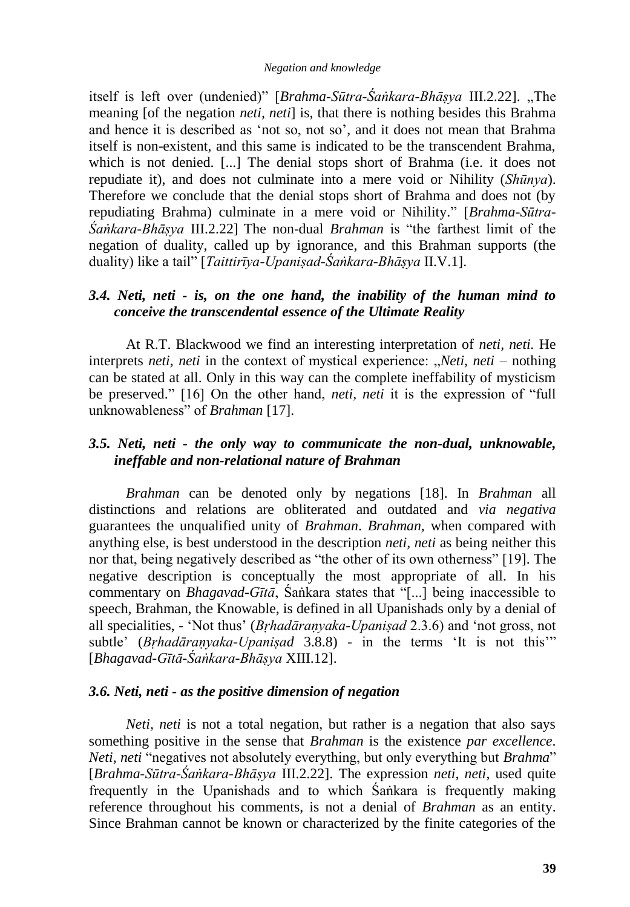itself is left over (undenied)" [*Brahma-Sūtra-Śaṅkara-Bhāṣya* III.2.22]. „The meaning [of the negation *neti, neti*] is, that there is nothing besides this Brahma and hence it is described as 'not so, not so', and it does not mean that Brahma itself is non-existent, and this same is indicated to be the transcendent Brahma, which is not denied. [...] The denial stops short of Brahma (i.e. it does not repudiate it), and does not culminate into a mere void or Nihility (*Shūnya*). Therefore we conclude that the denial stops short of Brahma and does not (by repudiating Brahma) culminate in a mere void or Nihility." [*Brahma-Sūtra-Śaṅkara-Bhāṣya* III.2.22] The non-dual *Brahman* is "the farthest limit of the negation of duality, called up by ignorance, and this Brahman supports (the duality) like a tail" [*Taittirīya-Upaniṣad-Śaṅkara-Bhāṣya* II.V.1].

### *3.4. Neti, neti - is, on the one hand, the inability of the human mind to conceive the transcendental essence of the Ultimate Reality*

At R.T. Blackwood we find an interesting interpretation of *neti, neti.* He interprets *neti, neti* in the context of mystical experience: „*Neti, neti* – nothing can be stated at all. Only in this way can the complete ineffability of mysticism be preserved." [16] On the other hand, *neti, neti* it is the expression of "full unknowableness" of *Brahman* [17].

### *3.5. Neti, neti - the only way to communicate the non-dual, unknowable, ineffable and non-relational nature of Brahman*

*Brahman* can be denoted only by negations [18]. In *Brahman* all distinctions and relations are obliterated and outdated and *via negativa* guarantees the unqualified unity of *Brahman*. *Brahman,* when compared with anything else, is best understood in the description *neti, neti* as being neither this nor that, being negatively described as "the other of its own otherness" [19]. The negative description is conceptually the most appropriate of all. In his commentary on *Bhagavad-Gītā*, Śaṅkara states that "[...] being inaccessible to speech, Brahman, the Knowable, is defined in all Upanishads only by a denial of all specialities, - 'Not thus' (*Bṛhadāraṇyaka-Upaniṣad* 2.3.6) and 'not gross, not subtle' (*Bṛhadāraṇyaka-Upaniṣad* 3.8.8) - in the terms 'It is not this'" [*Bhagavad-Gītā-Śaṅkara-Bhāṣya* XIII.12].

### *3.6. Neti, neti - as the positive dimension of negation*

*Neti, neti* is not a total negation, but rather is a negation that also says something positive in the sense that *Brahman* is the existence *par excellence*. *Neti, neti* "negatives not absolutely everything, but only everything but *Brahma*" [*Brahma-Sūtra-Śaṅkara-Bhāṣya* III.2.22]. The expression *neti, neti*, used quite frequently in the Upanishads and to which Śaṅkara is frequently making reference throughout his comments, is not a denial of *Brahman* as an entity. Since Brahman cannot be known or characterized by the finite categories of the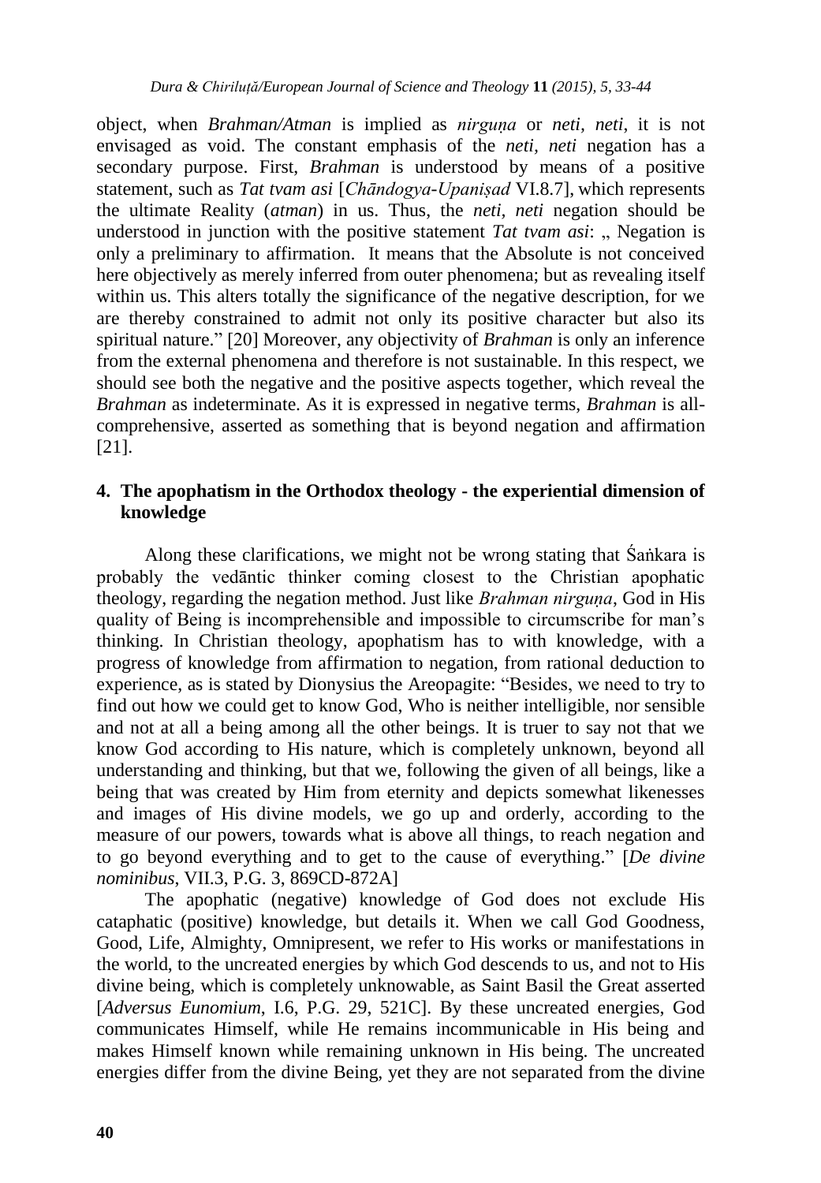object, when *Brahman/Atman* is implied as *nirguṇa* or *neti, neti*, it is not envisaged as void. The constant emphasis of the *neti, neti* negation has a secondary purpose. First, *Brahman* is understood by means of a positive statement, such as *Tat tvam asi* [*Chāndogya-Upaniṣad* VI.8.7], which represents the ultimate Reality (*atman*) in us. Thus, the *neti, neti* negation should be understood in junction with the positive statement *Tat tvam asi*: „ Negation is only a preliminary to affirmation. It means that the Absolute is not conceived here objectively as merely inferred from outer phenomena; but as revealing itself within us. This alters totally the significance of the negative description, for we are thereby constrained to admit not only its positive character but also its spiritual nature." [20] Moreover, any objectivity of *Brahman* is only an inference from the external phenomena and therefore is not sustainable. In this respect, we should see both the negative and the positive aspects together, which reveal the *Brahman* as indeterminate. As it is expressed in negative terms, *Brahman* is all-comprehensive, asserted as something that is beyond negation and affirmation [21].

## 4. The apophatism in the Orthodox theology - the experiential dimension of knowledge

Along these clarifications, we might not be wrong stating that Śaṅkara is probably the vedāntic thinker coming closest to the Christian apophatic theology, regarding the negation method. Just like *Brahman nirguṇa*, God in His quality of Being is incomprehensible and impossible to circumscribe for man's thinking. In Christian theology, apophatism has to with knowledge, with a progress of knowledge from affirmation to negation, from rational deduction to experience, as is stated by Dionysius the Areopagite: "Besides, we need to try to find out how we could get to know God, Who is neither intelligible, nor sensible and not at all a being among all the other beings. It is truer to say not that we know God according to His nature, which is completely unknown, beyond all understanding and thinking, but that we, following the given of all beings, like a being that was created by Him from eternity and depicts somewhat likenesses and images of His divine models, we go up and orderly, according to the measure of our powers, towards what is above all things, to reach negation and to go beyond everything and to get to the cause of everything." [*De divine nominibus*, VII.3, P.G. 3, 869CD-872A]

The apophatic (negative) knowledge of God does not exclude His cataphatic (positive) knowledge, but details it. When we call God Goodness, Good, Life, Almighty, Omnipresent, we refer to His works or manifestations in the world, to the uncreated energies by which God descends to us, and not to His divine being, which is completely unknowable, as Saint Basil the Great asserted [*Adversus Eunomium*, I.6, P.G. 29, 521C]. By these uncreated energies, God communicates Himself, while He remains incommunicable in His being and makes Himself known while remaining unknown in His being. The uncreated energies differ from the divine Being, yet they are not separated from the divine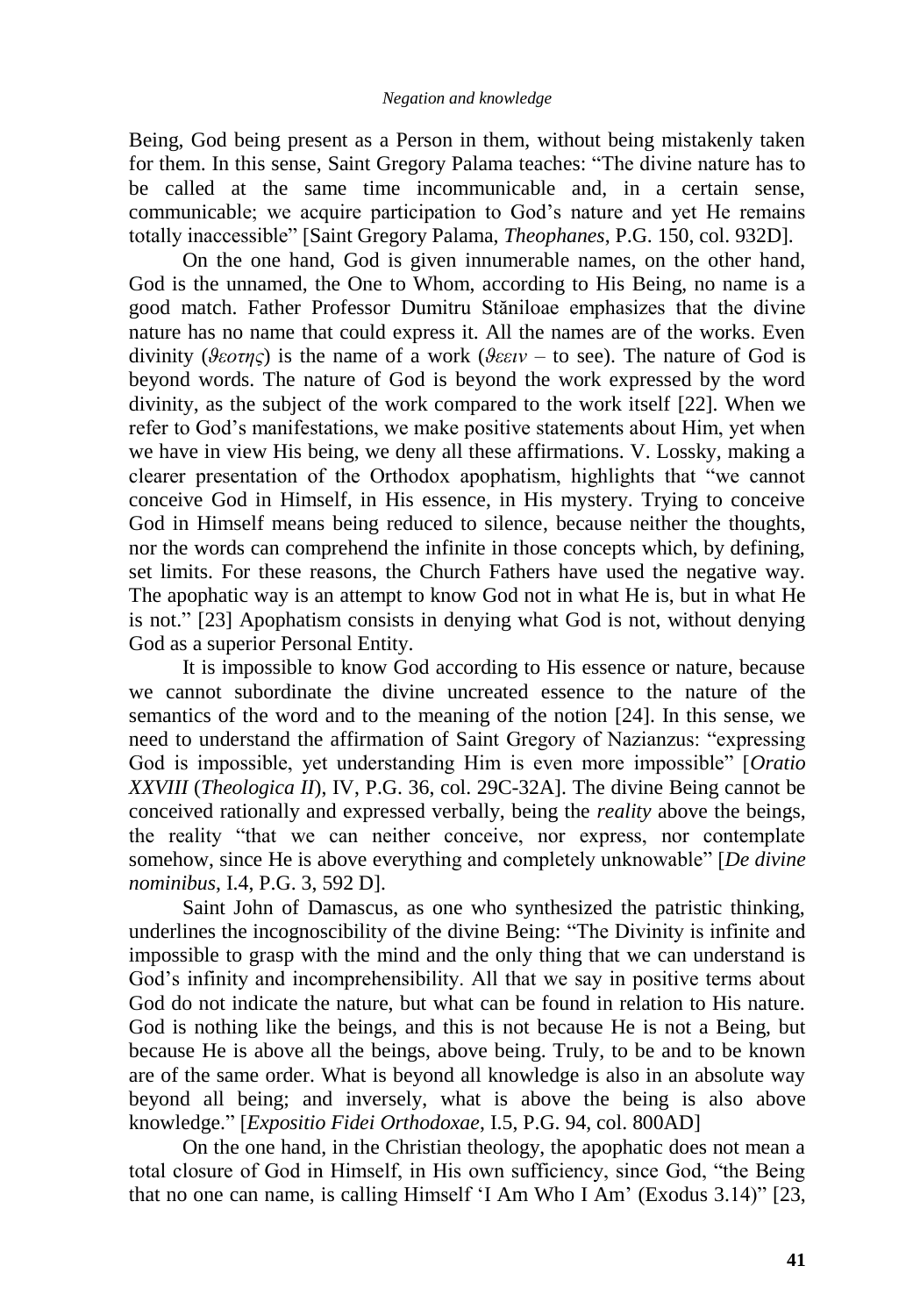Being, God being present as a Person in them, without being mistakenly taken for them. In this sense, Saint Gregory Palama teaches: "The divine nature has to be called at the same time incommunicable and, in a certain sense, communicable; we acquire participation to God's nature and yet He remains totally inaccessible" [Saint Gregory Palama, *Theophanes*, P.G. 150, col. 932D].

On the one hand, God is given innumerable names, on the other hand, God is the unnamed, the One to Whom, according to His Being, no name is a good match. Father Professor Dumitru Stăniloae emphasizes that the divine nature has no name that could express it. All the names are of the works. Even divinity (*ϑεοτης*) is the name of a work (*ϑεειν* – to see). The nature of God is beyond words. The nature of God is beyond the work expressed by the word divinity, as the subject of the work compared to the work itself [22]. When we refer to God's manifestations, we make positive statements about Him, yet when we have in view His being, we deny all these affirmations. V. Lossky, making a clearer presentation of the Orthodox apophatism, highlights that "we cannot conceive God in Himself, in His essence, in His mystery. Trying to conceive God in Himself means being reduced to silence, because neither the thoughts, nor the words can comprehend the infinite in those concepts which, by defining, set limits. For these reasons, the Church Fathers have used the negative way. The apophatic way is an attempt to know God not in what He is, but in what He is not." [23] Apophatism consists in denying what God is not, without denying God as a superior Personal Entity.

It is impossible to know God according to His essence or nature, because we cannot subordinate the divine uncreated essence to the nature of the semantics of the word and to the meaning of the notion [24]. In this sense, we need to understand the affirmation of Saint Gregory of Nazianzus: "expressing God is impossible, yet understanding Him is even more impossible" [*Oratio XXVIII* (*Theologica II*), IV, P.G. 36, col. 29C-32A]. The divine Being cannot be conceived rationally and expressed verbally, being the *reality* above the beings, the reality "that we can neither conceive, nor express, nor contemplate somehow, since He is above everything and completely unknowable" [*De divine nominibus*, I.4, P.G. 3, 592 D].

Saint John of Damascus, as one who synthesized the patristic thinking, underlines the incognoscibility of the divine Being: "The Divinity is infinite and impossible to grasp with the mind and the only thing that we can understand is God's infinity and incomprehensibility. All that we say in positive terms about God do not indicate the nature, but what can be found in relation to His nature. God is nothing like the beings, and this is not because He is not a Being, but because He is above all the beings, above being. Truly, to be and to be known are of the same order. What is beyond all knowledge is also in an absolute way beyond all being; and inversely, what is above the being is also above knowledge." [*Expositio Fidei Orthodoxae*, I.5, P.G. 94, col. 800AD]

On the one hand, in the Christian theology, the apophatic does not mean a total closure of God in Himself, in His own sufficiency, since God, "the Being that no one can name, is calling Himself 'I Am Who I Am' (Exodus 3.14)" [23,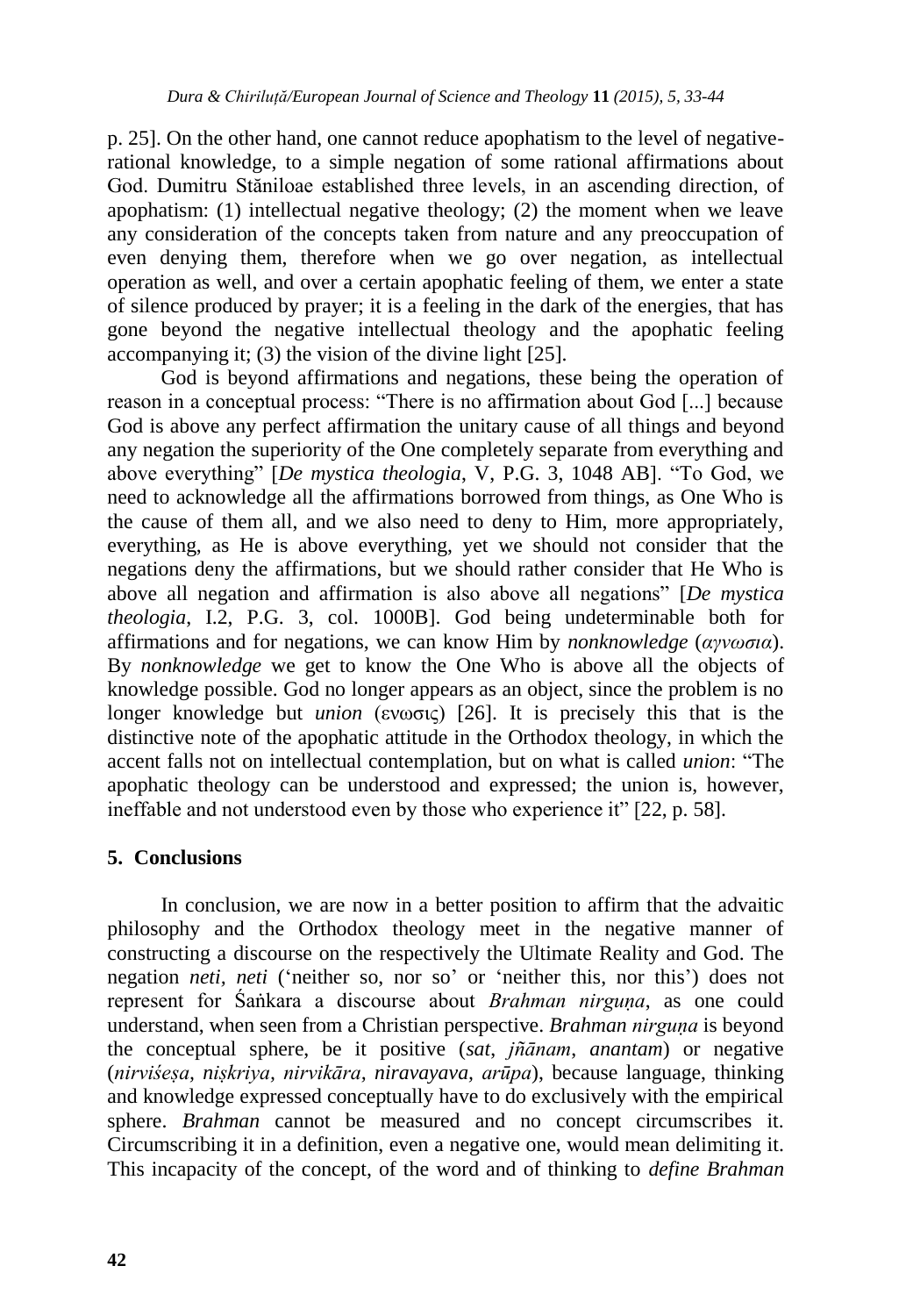p. 25]. On the other hand, one cannot reduce apophatism to the level of negative-rational knowledge, to a simple negation of some rational affirmations about God. Dumitru Stăniloae established three levels, in an ascending direction, of apophatism: (1) intellectual negative theology; (2) the moment when we leave any consideration of the concepts taken from nature and any preoccupation of even denying them, therefore when we go over negation, as intellectual operation as well, and over a certain apophatic feeling of them, we enter a state of silence produced by prayer; it is a feeling in the dark of the energies, that has gone beyond the negative intellectual theology and the apophatic feeling accompanying it; (3) the vision of the divine light [25].

God is beyond affirmations and negations, these being the operation of reason in a conceptual process: "There is no affirmation about God [...] because God is above any perfect affirmation the unitary cause of all things and beyond any negation the superiority of the One completely separate from everything and above everything" [*De mystica theologia*, V, P.G. 3, 1048 AB]. "To God, we need to acknowledge all the affirmations borrowed from things, as One Who is the cause of them all, and we also need to deny to Him, more appropriately, everything, as He is above everything, yet we should not consider that the negations deny the affirmations, but we should rather consider that He Who is above all negation and affirmation is also above all negations" [*De mystica theologia*, I.2, P.G. 3, col. 1000B]. God being undeterminable both for affirmations and for negations, we can know Him by *nonknowledge* (*αγνωσια*). By *nonknowledge* we get to know the One Who is above all the objects of knowledge possible. God no longer appears as an object, since the problem is no longer knowledge but *union* (ενωσις) [26]. It is precisely this that is the distinctive note of the apophatic attitude in the Orthodox theology, in which the accent falls not on intellectual contemplation, but on what is called *union*: "The apophatic theology can be understood and expressed; the union is, however, ineffable and not understood even by those who experience it" [22, p. 58].

## 5. Conclusions

In conclusion, we are now in a better position to affirm that the advaitic philosophy and the Orthodox theology meet in the negative manner of constructing a discourse on the respectively the Ultimate Reality and God. The negation *neti*, *neti* ('neither so, nor so' or 'neither this, nor this') does not represent for Śaṅkara a discourse about *Brahman nirguṇa*, as one could understand, when seen from a Christian perspective. *Brahman nirguṇa* is beyond the conceptual sphere, be it positive (*sat*, *jñānam*, *anantam*) or negative (*nirviśeṣa*, *niṣkriya*, *nirvikāra*, *niravayava*, *arūpa*), because language, thinking and knowledge expressed conceptually have to do exclusively with the empirical sphere. *Brahman* cannot be measured and no concept circumscribes it. Circumscribing it in a definition, even a negative one, would mean delimiting it. This incapacity of the concept, of the word and of thinking to *define Brahman*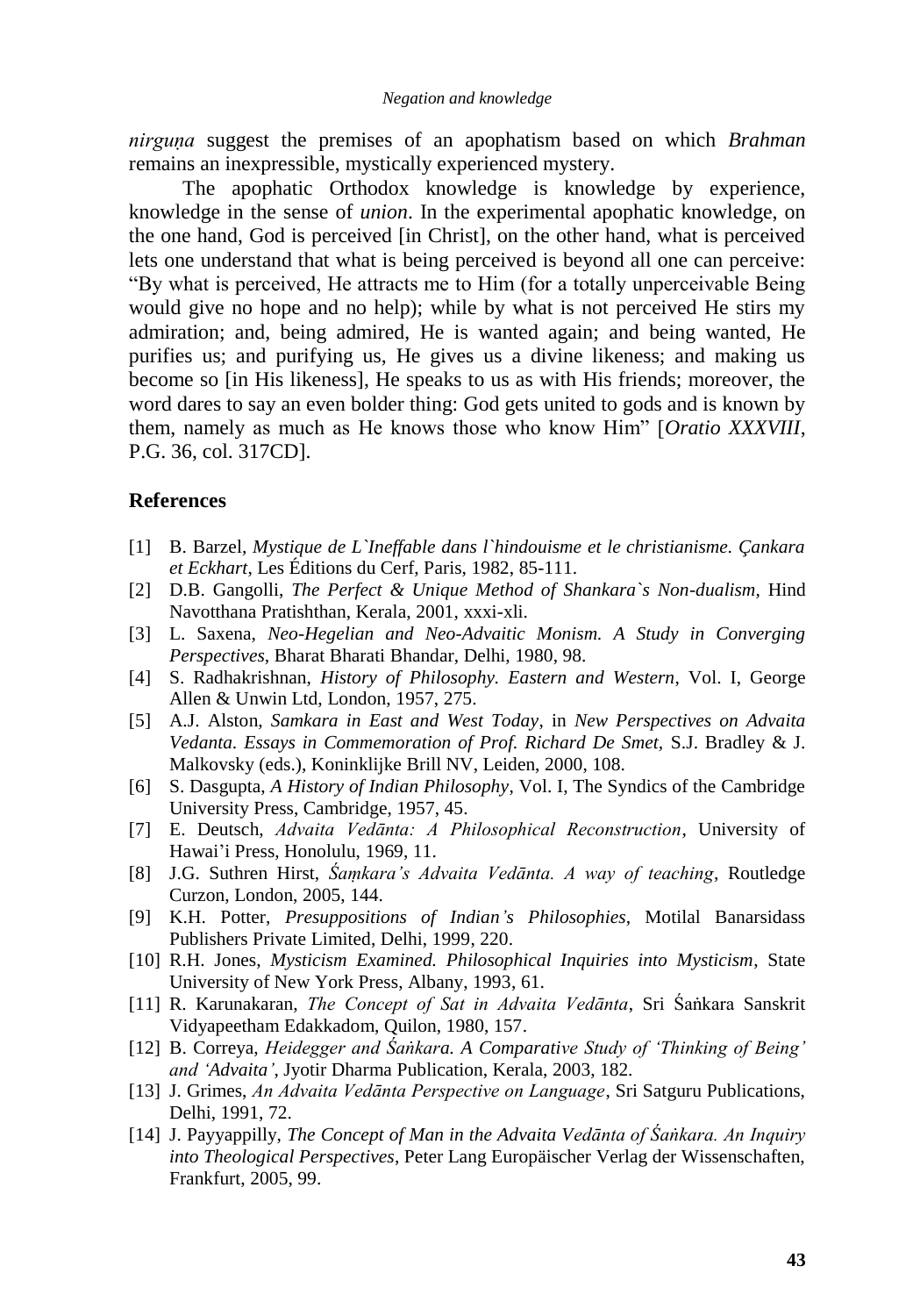*nirguṇa* suggest the premises of an apophatism based on which *Brahman* remains an inexpressible, mystically experienced mystery.

The apophatic Orthodox knowledge is knowledge by experience, knowledge in the sense of *union*. In the experimental apophatic knowledge, on the one hand, God is perceived [in Christ], on the other hand, what is perceived lets one understand that what is being perceived is beyond all one can perceive: "By what is perceived, He attracts me to Him (for a totally unperceivable Being would give no hope and no help); while by what is not perceived He stirs my admiration; and, being admired, He is wanted again; and being wanted, He purifies us; and purifying us, He gives us a divine likeness; and making us become so [in His likeness], He speaks to us as with His friends; moreover, the word dares to say an even bolder thing: God gets united to gods and is known by them, namely as much as He knows those who know Him" [*Oratio XXXVIII*, P.G. 36, col. 317CD].

## References

[1] B. Barzel, *Mystique de L`Ineffable dans l`hindouisme et le christianisme. Çankara et Eckhart*, Les Éditions du Cerf, Paris, 1982, 85-111.

[2] D.B. Gangolli, *The Perfect & Unique Method of Shankara`s Non-dualism*, Hind Navotthana Pratishthan, Kerala, 2001, xxxi-xli.

[3] L. Saxena, *Neo-Hegelian and Neo-Advaitic Monism. A Study in Converging Perspectives*, Bharat Bharati Bhandar, Delhi, 1980, 98.

[4] S. Radhakrishnan, *History of Philosophy. Eastern and Western*, Vol. I, George Allen & Unwin Ltd, London, 1957, 275.

[5] A.J. Alston, *Samkara in East and West Today*, in *New Perspectives on Advaita Vedanta. Essays in Commemoration of Prof. Richard De Smet*, S.J. Bradley & J. Malkovsky (eds.), Koninklijke Brill NV, Leiden, 2000, 108.

[6] S. Dasgupta, *A History of Indian Philosophy*, Vol. I, The Syndics of the Cambridge University Press, Cambridge, 1957, 45.

[7] E. Deutsch, *Advaita Vedānta: A Philosophical Reconstruction*, University of Hawai'i Press, Honolulu, 1969, 11.

[8] J.G. Suthren Hirst, *Śaṃkara's Advaita Vedānta. A way of teaching*, Routledge Curzon, London, 2005, 144.

[9] K.H. Potter, *Presuppositions of Indian's Philosophies*, Motilal Banarsidass Publishers Private Limited, Delhi, 1999, 220.

[10] R.H. Jones, *Mysticism Examined. Philosophical Inquiries into Mysticism*, State University of New York Press, Albany, 1993, 61.

[11] R. Karunakaran, *The Concept of Sat in Advaita Vedānta*, Sri Śaṅkara Sanskrit Vidyapeetham Edakkadom, Quilon, 1980, 157.

[12] B. Correya, *Heidegger and Śaṅkara. A Comparative Study of 'Thinking of Being' and 'Advaita'*, Jyotir Dharma Publication, Kerala, 2003, 182.

[13] J. Grimes, *An Advaita Vedānta Perspective on Language*, Sri Satguru Publications, Delhi, 1991, 72.

[14] J. Payyappilly, *The Concept of Man in the Advaita Vedānta of Śaṅkara. An Inquiry into Theological Perspectives*, Peter Lang Europäischer Verlag der Wissenschaften, Frankfurt, 2005, 99.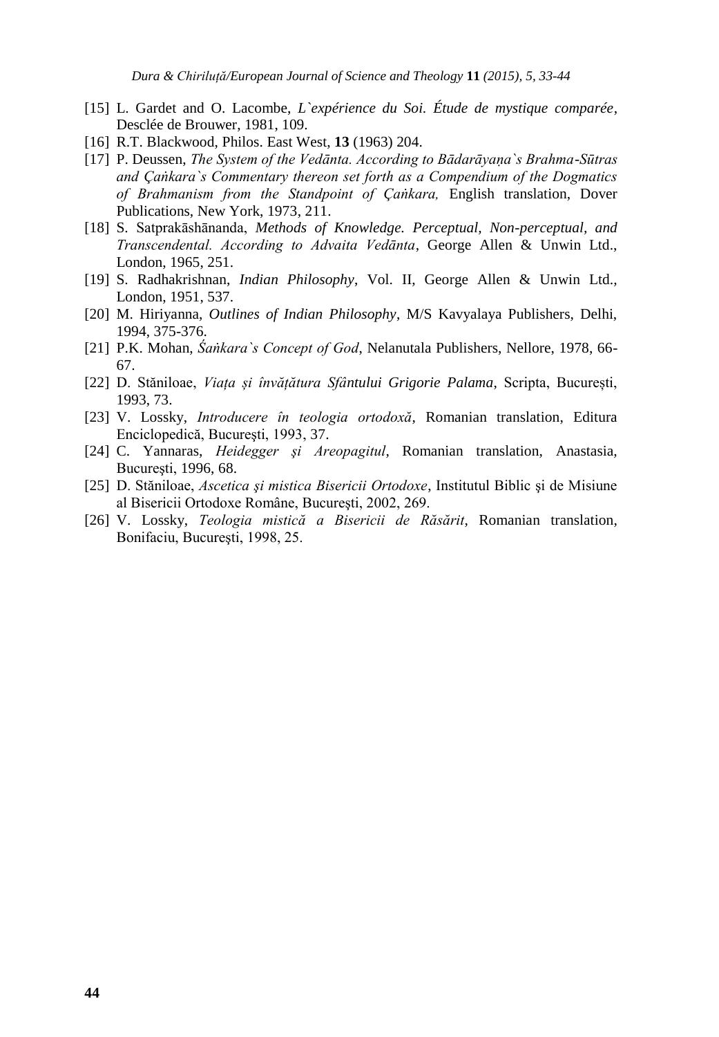[15] L. Gardet and O. Lacombe, *L`expérience du Soi. Étude de mystique comparée*, Desclée de Brouwer, 1981, 109.

[16] R.T. Blackwood, Philos. East West, **13** (1963) 204.

[17] P. Deussen, *The System of the Vedānta. According to Bādarāyaṇa`s Brahma-Sūtras and Çaṅkara`s Commentary thereon set forth as a Compendium of the Dogmatics of Brahmanism from the Standpoint of Çaṅkara,* English translation, Dover Publications, New York, 1973, 211.

[18] S. Satprakāshānanda, *Methods of Knowledge. Perceptual, Non-perceptual, and Transcendental. According to Advaita Vedānta*, George Allen & Unwin Ltd., London, 1965, 251.

[19] S. Radhakrishnan, *Indian Philosophy*, Vol. II, George Allen & Unwin Ltd., London, 1951, 537.

[20] M. Hiriyanna, *Outlines of Indian Philosophy*, M/S Kavyalaya Publishers, Delhi, 1994, 375-376.

[21] P.K. Mohan, *Śaṅkara`s Concept of God*, Nelanutala Publishers, Nellore, 1978, 66-67.

[22] D. Stăniloae, *Viața și învățătura Sfântului Grigorie Palama*, Scripta, București, 1993, 73.

[23] V. Lossky, *Introducere în teologia ortodoxă*, Romanian translation, Editura Enciclopedică, Bucureşti, 1993, 37.

[24] C. Yannaras, *Heidegger şi Areopagitul*, Romanian translation, Anastasia, Bucureşti, 1996, 68.

[25] D. Stăniloae, *Ascetica şi mistica Bisericii Ortodoxe*, Institutul Biblic şi de Misiune al Bisericii Ortodoxe Române, București, 2002, 269.

[26] V. Lossky, *Teologia mistică a Bisericii de Răsărit*, Romanian translation, Bonifaciu, Bucureşti, 1998, 25.